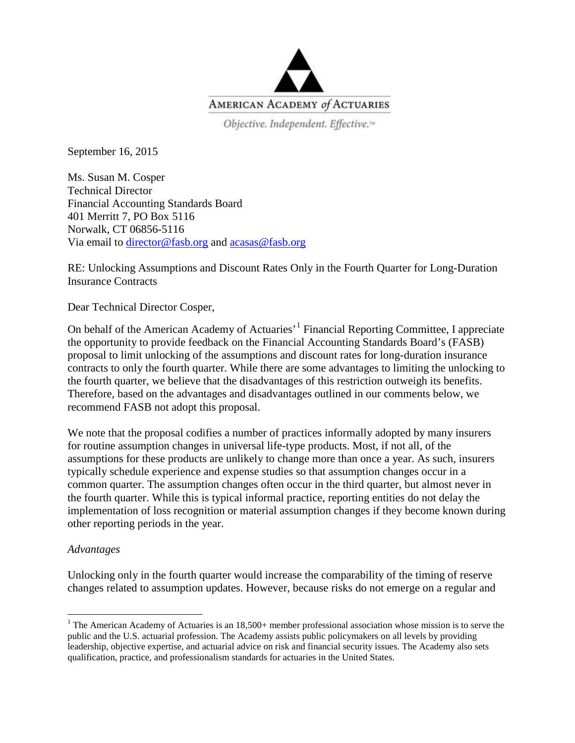AMERICAN ACADEMY *of* ACTUARIES

*Objective. Independent. Effective.™*

September 16, 2015

Ms. Susan M. Cosper
Technical Director
Financial Accounting Standards Board
401 Merritt 7, PO Box 5116
Norwalk, CT 06856-5116
Via email to director@fasb.org and acasas@fasb.org

RE: Unlocking Assumptions and Discount Rates Only in the Fourth Quarter for Long-Duration Insurance Contracts

Dear Technical Director Cosper,

On behalf of the American Academy of Actuaries'[1] Financial Reporting Committee, I appreciate the opportunity to provide feedback on the Financial Accounting Standards Board's (FASB) proposal to limit unlocking of the assumptions and discount rates for long-duration insurance contracts to only the fourth quarter. While there are some advantages to limiting the unlocking to the fourth quarter, we believe that the disadvantages of this restriction outweigh its benefits. Therefore, based on the advantages and disadvantages outlined in our comments below, we recommend FASB not adopt this proposal.

We note that the proposal codifies a number of practices informally adopted by many insurers for routine assumption changes in universal life-type products. Most, if not all, of the assumptions for these products are unlikely to change more than once a year. As such, insurers typically schedule experience and expense studies so that assumption changes occur in a common quarter. The assumption changes often occur in the third quarter, but almost never in the fourth quarter. While this is typical informal practice, reporting entities do not delay the implementation of loss recognition or material assumption changes if they become known during other reporting periods in the year.

*Advantages*

Unlocking only in the fourth quarter would increase the comparability of the timing of reserve changes related to assumption updates. However, because risks do not emerge on a regular and

[1] The American Academy of Actuaries is an 18,500+ member professional association whose mission is to serve the public and the U.S. actuarial profession. The Academy assists public policymakers on all levels by providing leadership, objective expertise, and actuarial advice on risk and financial security issues. The Academy also sets qualification, practice, and professionalism standards for actuaries in the United States.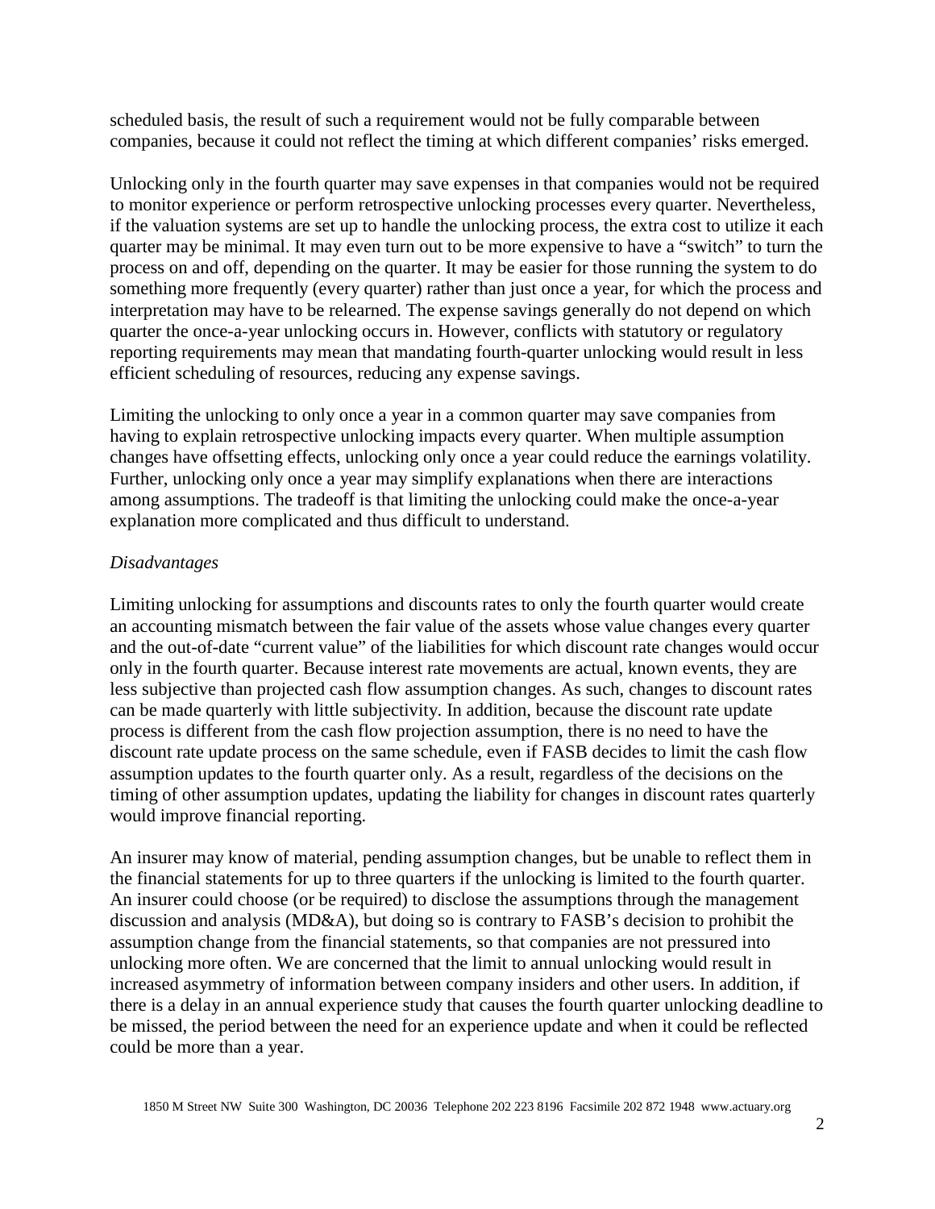scheduled basis, the result of such a requirement would not be fully comparable between companies, because it could not reflect the timing at which different companies' risks emerged.

Unlocking only in the fourth quarter may save expenses in that companies would not be required to monitor experience or perform retrospective unlocking processes every quarter. Nevertheless, if the valuation systems are set up to handle the unlocking process, the extra cost to utilize it each quarter may be minimal. It may even turn out to be more expensive to have a "switch" to turn the process on and off, depending on the quarter. It may be easier for those running the system to do something more frequently (every quarter) rather than just once a year, for which the process and interpretation may have to be relearned. The expense savings generally do not depend on which quarter the once-a-year unlocking occurs in. However, conflicts with statutory or regulatory reporting requirements may mean that mandating fourth-quarter unlocking would result in less efficient scheduling of resources, reducing any expense savings.

Limiting the unlocking to only once a year in a common quarter may save companies from having to explain retrospective unlocking impacts every quarter. When multiple assumption changes have offsetting effects, unlocking only once a year could reduce the earnings volatility. Further, unlocking only once a year may simplify explanations when there are interactions among assumptions. The tradeoff is that limiting the unlocking could make the once-a-year explanation more complicated and thus difficult to understand.

*Disadvantages*

Limiting unlocking for assumptions and discounts rates to only the fourth quarter would create an accounting mismatch between the fair value of the assets whose value changes every quarter and the out-of-date "current value" of the liabilities for which discount rate changes would occur only in the fourth quarter. Because interest rate movements are actual, known events, they are less subjective than projected cash flow assumption changes. As such, changes to discount rates can be made quarterly with little subjectivity. In addition, because the discount rate update process is different from the cash flow projection assumption, there is no need to have the discount rate update process on the same schedule, even if FASB decides to limit the cash flow assumption updates to the fourth quarter only. As a result, regardless of the decisions on the timing of other assumption updates, updating the liability for changes in discount rates quarterly would improve financial reporting.

An insurer may know of material, pending assumption changes, but be unable to reflect them in the financial statements for up to three quarters if the unlocking is limited to the fourth quarter. An insurer could choose (or be required) to disclose the assumptions through the management discussion and analysis (MD&A), but doing so is contrary to FASB's decision to prohibit the assumption change from the financial statements, so that companies are not pressured into unlocking more often. We are concerned that the limit to annual unlocking would result in increased asymmetry of information between company insiders and other users. In addition, if there is a delay in an annual experience study that causes the fourth quarter unlocking deadline to be missed, the period between the need for an experience update and when it could be reflected could be more than a year.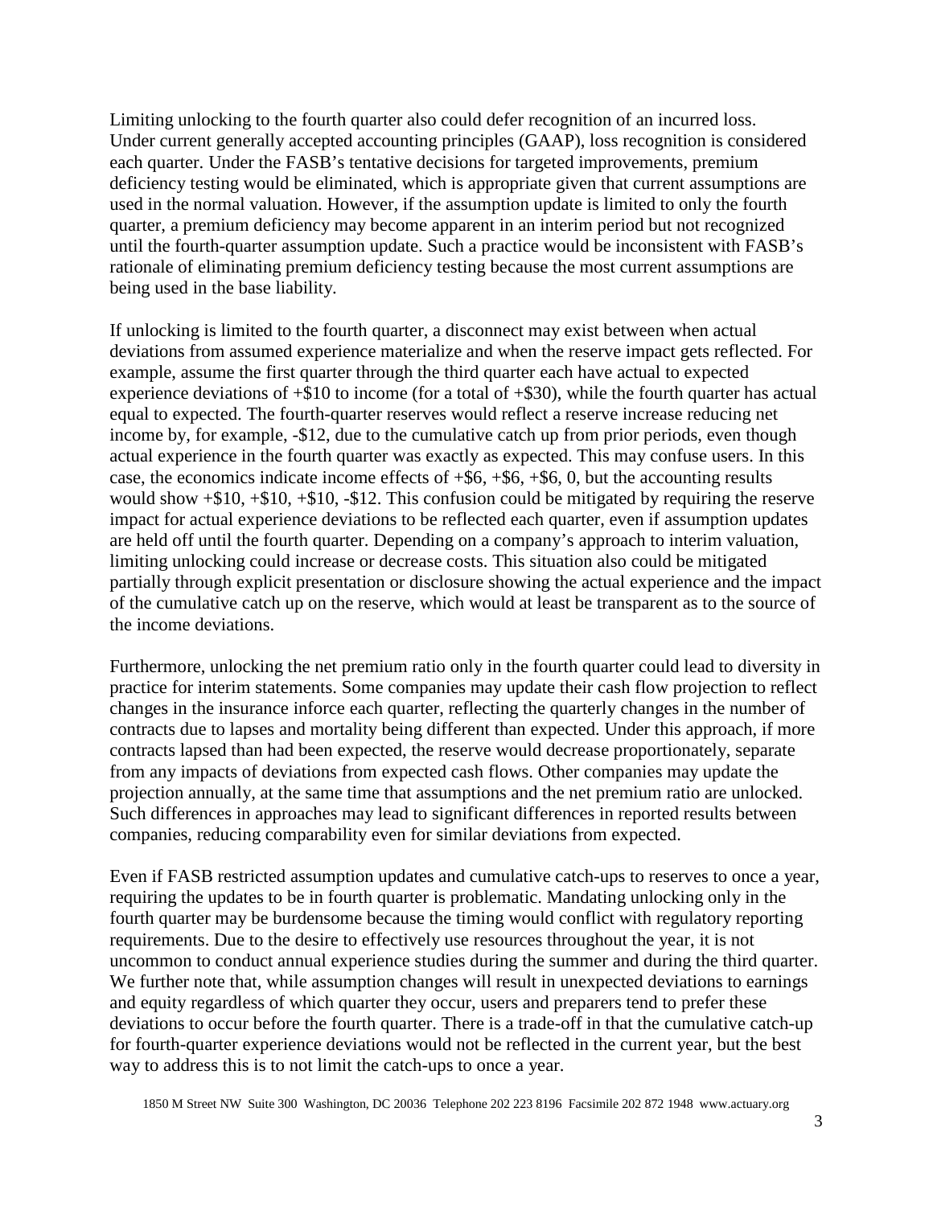Limiting unlocking to the fourth quarter also could defer recognition of an incurred loss. Under current generally accepted accounting principles (GAAP), loss recognition is considered each quarter. Under the FASB's tentative decisions for targeted improvements, premium deficiency testing would be eliminated, which is appropriate given that current assumptions are used in the normal valuation. However, if the assumption update is limited to only the fourth quarter, a premium deficiency may become apparent in an interim period but not recognized until the fourth-quarter assumption update. Such a practice would be inconsistent with FASB's rationale of eliminating premium deficiency testing because the most current assumptions are being used in the base liability.

If unlocking is limited to the fourth quarter, a disconnect may exist between when actual deviations from assumed experience materialize and when the reserve impact gets reflected. For example, assume the first quarter through the third quarter each have actual to expected experience deviations of +$10 to income (for a total of +$30), while the fourth quarter has actual equal to expected. The fourth-quarter reserves would reflect a reserve increase reducing net income by, for example, -$12, due to the cumulative catch up from prior periods, even though actual experience in the fourth quarter was exactly as expected. This may confuse users. In this case, the economics indicate income effects of +$6, +$6, +$6, 0, but the accounting results would show +$10, +$10, +$10, -$12. This confusion could be mitigated by requiring the reserve impact for actual experience deviations to be reflected each quarter, even if assumption updates are held off until the fourth quarter. Depending on a company's approach to interim valuation, limiting unlocking could increase or decrease costs. This situation also could be mitigated partially through explicit presentation or disclosure showing the actual experience and the impact of the cumulative catch up on the reserve, which would at least be transparent as to the source of the income deviations.

Furthermore, unlocking the net premium ratio only in the fourth quarter could lead to diversity in practice for interim statements. Some companies may update their cash flow projection to reflect changes in the insurance inforce each quarter, reflecting the quarterly changes in the number of contracts due to lapses and mortality being different than expected. Under this approach, if more contracts lapsed than had been expected, the reserve would decrease proportionately, separate from any impacts of deviations from expected cash flows. Other companies may update the projection annually, at the same time that assumptions and the net premium ratio are unlocked. Such differences in approaches may lead to significant differences in reported results between companies, reducing comparability even for similar deviations from expected.

Even if FASB restricted assumption updates and cumulative catch-ups to reserves to once a year, requiring the updates to be in fourth quarter is problematic. Mandating unlocking only in the fourth quarter may be burdensome because the timing would conflict with regulatory reporting requirements. Due to the desire to effectively use resources throughout the year, it is not uncommon to conduct annual experience studies during the summer and during the third quarter. We further note that, while assumption changes will result in unexpected deviations to earnings and equity regardless of which quarter they occur, users and preparers tend to prefer these deviations to occur before the fourth quarter. There is a trade-off in that the cumulative catch-up for fourth-quarter experience deviations would not be reflected in the current year, but the best way to address this is to not limit the catch-ups to once a year.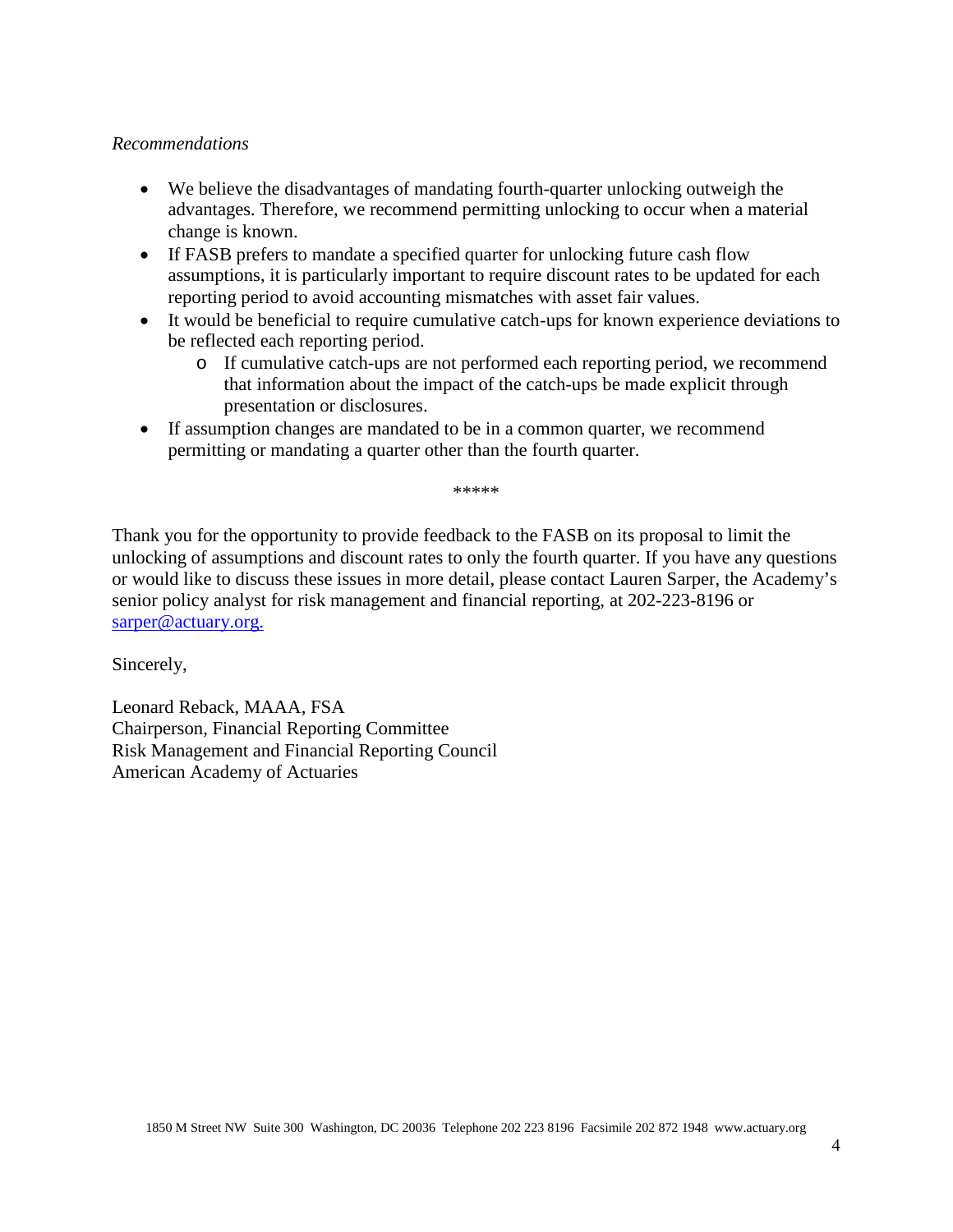*Recommendations*

- We believe the disadvantages of mandating fourth-quarter unlocking outweigh the advantages. Therefore, we recommend permitting unlocking to occur when a material change is known.
- If FASB prefers to mandate a specified quarter for unlocking future cash flow assumptions, it is particularly important to require discount rates to be updated for each reporting period to avoid accounting mismatches with asset fair values.
- It would be beneficial to require cumulative catch-ups for known experience deviations to be reflected each reporting period.
  - If cumulative catch-ups are not performed each reporting period, we recommend that information about the impact of the catch-ups be made explicit through presentation or disclosures.
- If assumption changes are mandated to be in a common quarter, we recommend permitting or mandating a quarter other than the fourth quarter.

*****

Thank you for the opportunity to provide feedback to the FASB on its proposal to limit the unlocking of assumptions and discount rates to only the fourth quarter. If you have any questions or would like to discuss these issues in more detail, please contact Lauren Sarper, the Academy's senior policy analyst for risk management and financial reporting, at 202-223-8196 or sarper@actuary.org.

Sincerely,

Leonard Reback, MAAA, FSA
Chairperson, Financial Reporting Committee
Risk Management and Financial Reporting Council
American Academy of Actuaries